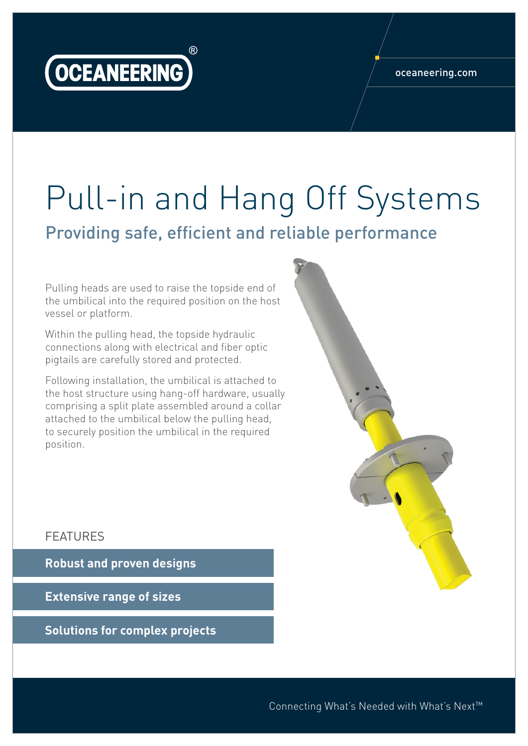OCEANEERING®

oceaneering.com

# Pull-in and Hang Off Systems

## Providing safe, efficient and reliable performance

Pulling heads are used to raise the topside end of the umbilical into the required position on the host vessel or platform.

Within the pulling head, the topside hydraulic connections along with electrical and fiber optic pigtails are carefully stored and protected.

Following installation, the umbilical is attached to the host structure using hang-off hardware, usually comprising a split plate assembled around a collar attached to the umbilical below the pulling head, to securely position the umbilical in the required position.

### FEATURES

**Robust and proven designs**

**Extensive range of sizes**

**Solutions for complex projects**

Connecting What's Needed with What's Next™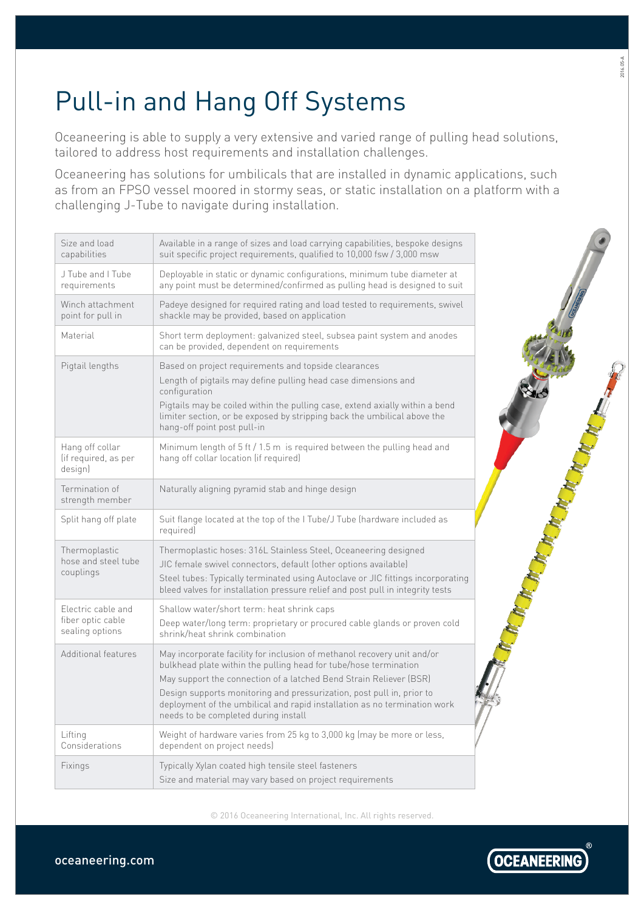# Pull-in and Hang Off Systems

Oceaneering is able to supply a very extensive and varied range of pulling head solutions, tailored to address host requirements and installation challenges.

Oceaneering has solutions for umbilicals that are installed in dynamic applications, such as from an FPSO vessel moored in stormy seas, or static installation on a platform with a challenging J-Tube to navigate during installation.

| | |
|---|---|
| Size and load capabilities | Available in a range of sizes and load carrying capabilities, bespoke designs suit specific project requirements, qualified to 10,000 fsw / 3,000 msw |
| J Tube and I Tube requirements | Deployable in static or dynamic configurations, minimum tube diameter at any point must be determined/confirmed as pulling head is designed to suit |
| Winch attachment point for pull in | Padeye designed for required rating and load tested to requirements, swivel shackle may be provided, based on application |
| Material | Short term deployment: galvanized steel, subsea paint system and anodes can be provided, dependent on requirements |
| Pigtail lengths | Based on project requirements and topside clearances<br>Length of pigtails may define pulling head case dimensions and configuration<br>Pigtails may be coiled within the pulling case, extend axially within a bend limiter section, or be exposed by stripping back the umbilical above the hang-off point post pull-in |
| Hang off collar (if required, as per design) | Minimum length of 5 ft / 1.5 m is required between the pulling head and hang off collar location (if required) |
| Termination of strength member | Naturally aligning pyramid stab and hinge design |
| Split hang off plate | Suit flange located at the top of the I Tube/J Tube (hardware included as required) |
| Thermoplastic hose and steel tube couplings | Thermoplastic hoses: 316L Stainless Steel, Oceaneering designed<br>JIC female swivel connectors, default (other options available)<br>Steel tubes: Typically terminated using Autoclave or JIC fittings incorporating bleed valves for installation pressure relief and post pull in integrity tests |
| Electric cable and fiber optic cable sealing options | Shallow water/short term: heat shrink caps<br>Deep water/long term: proprietary or procured cable glands or proven cold shrink/heat shrink combination |
| Additional features | May incorporate facility for inclusion of methanol recovery unit and/or bulkhead plate within the pulling head for tube/hose termination<br>May support the connection of a latched Bend Strain Reliever (BSR)<br>Design supports monitoring and pressurization, post pull in, prior to deployment of the umbilical and rapid installation as no termination work needs to be completed during install |
| Lifting Considerations | Weight of hardware varies from 25 kg to 3,000 kg (may be more or less, dependent on project needs) |
| Fixings | Typically Xylan coated high tensile steel fasteners<br>Size and material may vary based on project requirements |

© 2016 Oceaneering International, Inc. All rights reserved.

oceaneering.com